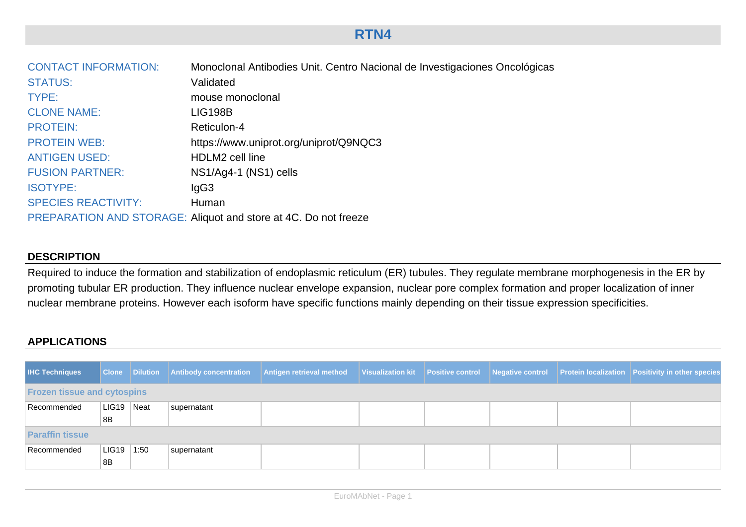# RTN4

| | |
|---|---|
| CONTACT INFORMATION: | Monoclonal Antibodies Unit. Centro Nacional de Investigaciones Oncológicas |
| STATUS: | Validated |
| TYPE: | mouse monoclonal |
| CLONE NAME: | LIG198B |
| PROTEIN: | Reticulon-4 |
| PROTEIN WEB: | https://www.uniprot.org/uniprot/Q9NQC3 |
| ANTIGEN USED: | HDLM2 cell line |
| FUSION PARTNER: | NS1/Ag4-1 (NS1) cells |
| ISOTYPE: | IgG3 |
| SPECIES REACTIVITY: | Human |
| PREPARATION AND STORAGE: | Aliquot and store at 4C. Do not freeze |

## DESCRIPTION

Required to induce the formation and stabilization of endoplasmic reticulum (ER) tubules. They regulate membrane morphogenesis in the ER by promoting tubular ER production. They influence nuclear envelope expansion, nuclear pore complex formation and proper localization of inner nuclear membrane proteins. However each isoform have specific functions mainly depending on their tissue expression specificities.

## APPLICATIONS

| IHC Techniques | Clone | Dilution | Antibody concentration | Antigen retrieval method | Visualization kit | Positive control | Negative control | Protein localization | Positivity in other species |
|---|---|---|---|---|---|---|---|---|---|
| **Frozen tissue and cytospins** | | | | | | | | | |
| Recommended | LIG198B | Neat | supernatant | | | | | | |
| **Paraffin tissue** | | | | | | | | | |
| Recommended | LIG198B | 1:50 | supernatant | | | | | | |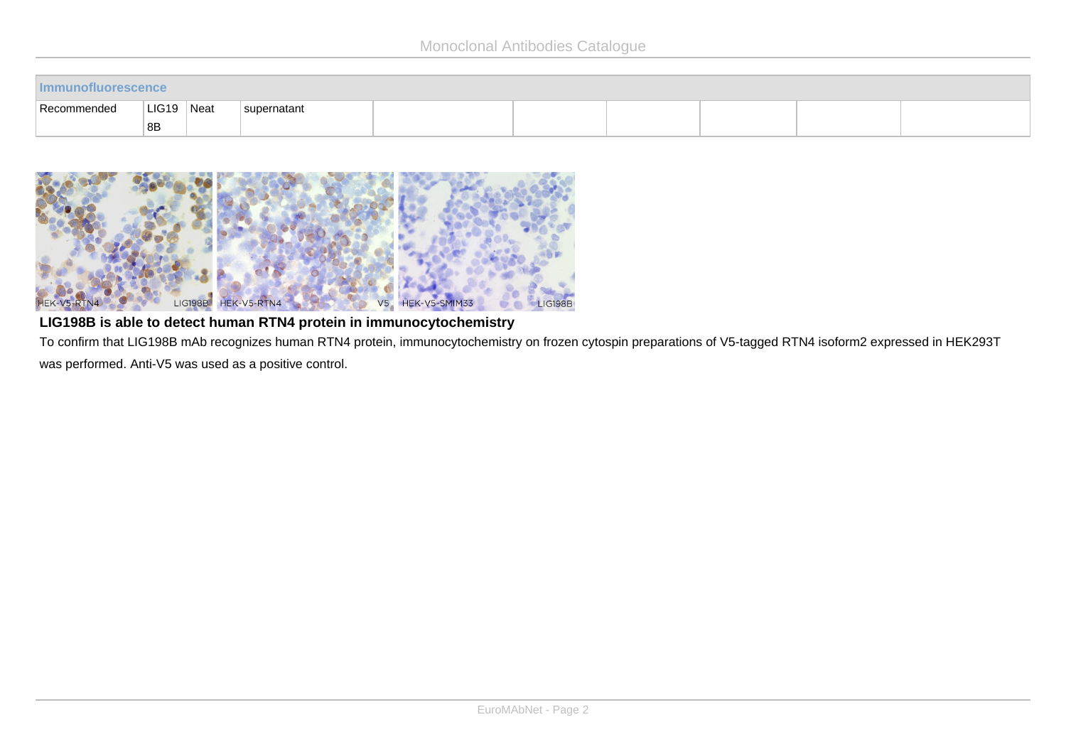| Immunofluorescence | | | | | | | | | |
|---|---|---|---|---|---|---|---|---|---|
| Recommended | LIG198B | Neat | supernatant | | | | | | |

**LIG198B is able to detect human RTN4 protein in immunocytochemistry**

To confirm that LIG198B mAb recognizes human RTN4 protein, immunocytochemistry on frozen cytospin preparations of V5-tagged RTN4 isoform2 expressed in HEK293T was performed. Anti-V5 was used as a positive control.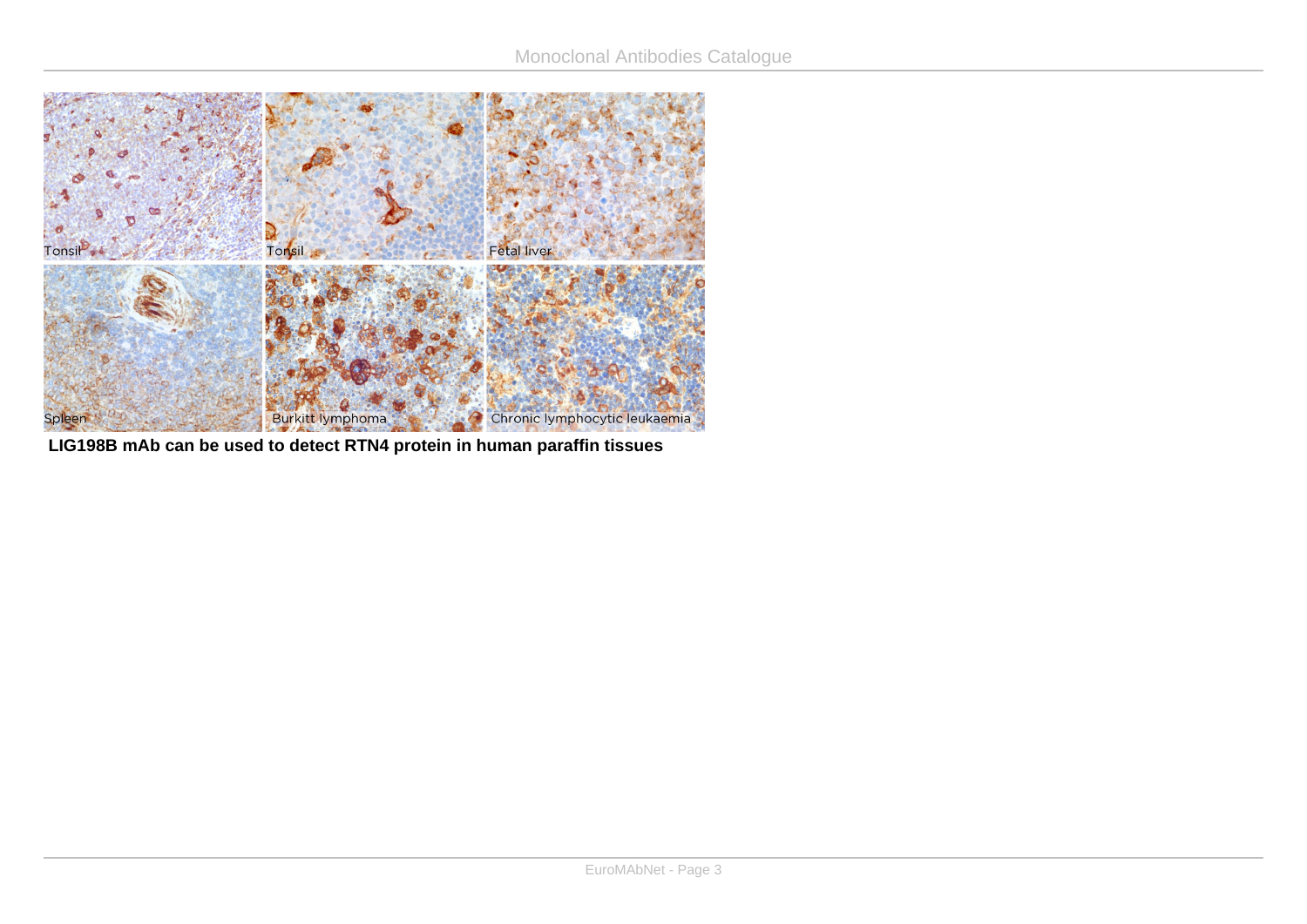**LIG198B mAb can be used to detect RTN4 protein in human paraffin tissues**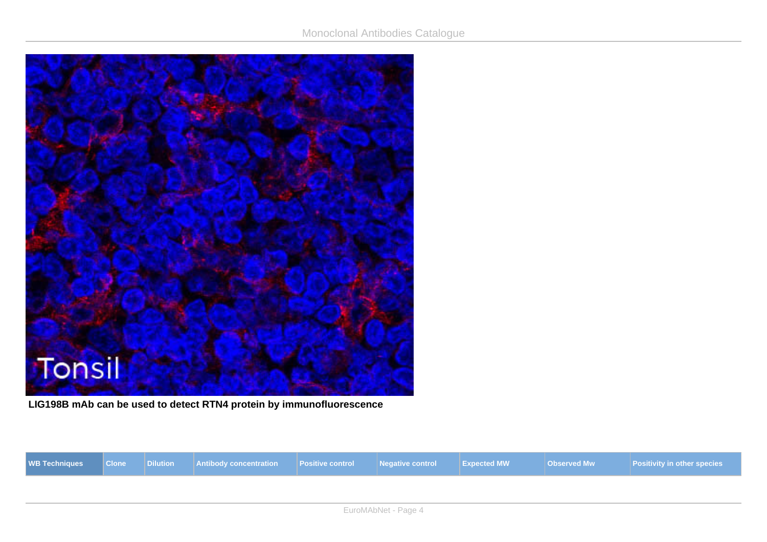LIG198B mAb can be used to detect RTN4 protein by immunofluorescence

| WB Techniques | Clone | Dilution | Antibody concentration | Positive control | Negative control | Expected MW | Observed Mw | Positivity in other species |
|---|---|---|---|---|---|---|---|---|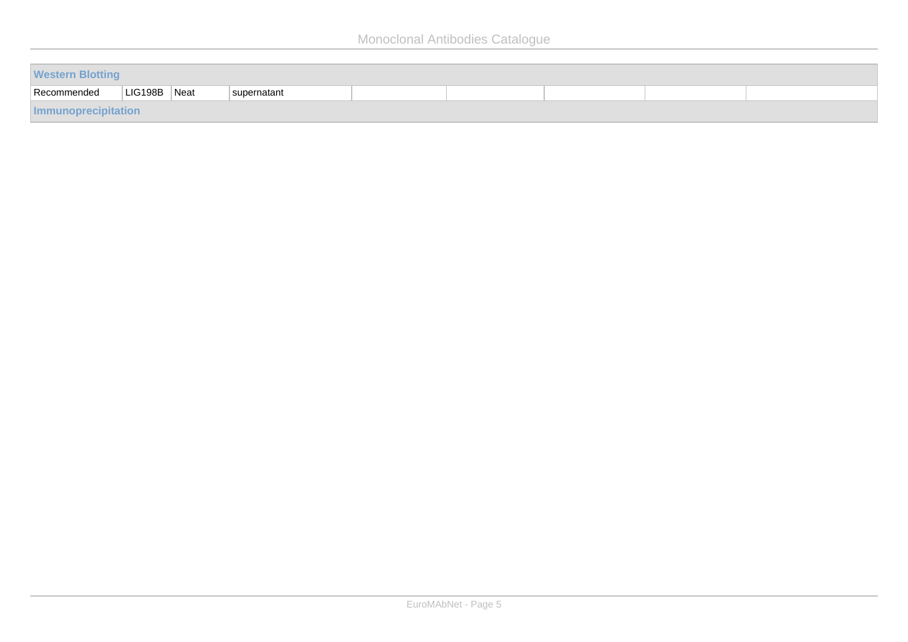| Western Blotting | | | | | | | | |
|---|---|---|---|---|---|---|---|---|
| Recommended | LIG198B | Neat | supernatant | | | | | |
| **Immunoprecipitation** | | | | | | | | |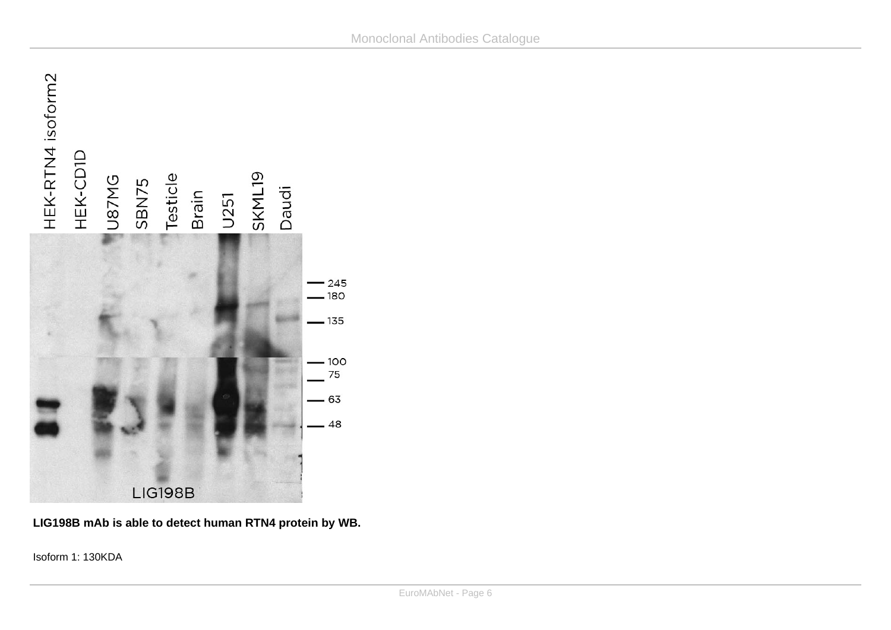**LIG198B mAb is able to detect human RTN4 protein by WB.**

Isoform 1: 130KDA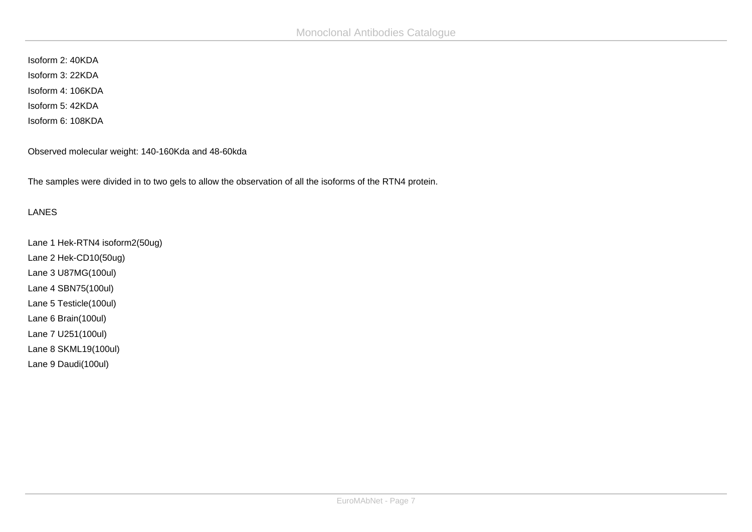Isoform 2: 40KDA

Isoform 3: 22KDA

Isoform 4: 106KDA

Isoform 5: 42KDA

Isoform 6: 108KDA

Observed molecular weight: 140-160Kda and 48-60kda

The samples were divided in to two gels to allow the observation of all the isoforms of the RTN4 protein.

LANES

Lane 1 Hek-RTN4 isoform2(50ug)

Lane 2 Hek-CD10(50ug)

Lane 3 U87MG(100ul)

Lane 4 SBN75(100ul)

Lane 5 Testicle(100ul)

Lane 6 Brain(100ul)

Lane 7 U251(100ul)

Lane 8 SKML19(100ul)

Lane 9 Daudi(100ul)